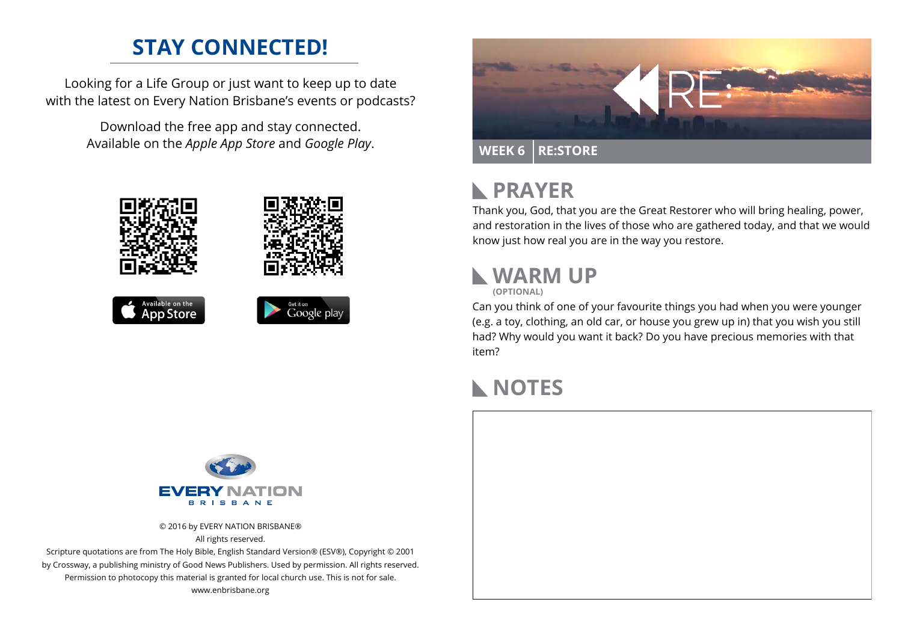# STAY CONNECTED!

Looking for a Life Group or just want to keep up to date with the latest on Every Nation Brisbane's events or podcasts?

Download the free app and stay connected. Available on the *Apple App Store* and *Google Play*.

Available on the App Store

Get it on Google play

EVERY NATION BRISBANE

© 2016 by EVERY NATION BRISBANE®
All rights reserved.
Scripture quotations are from The Holy Bible, English Standard Version® (ESV®), Copyright © 2001 by Crossway, a publishing ministry of Good News Publishers. Used by permission. All rights reserved.
Permission to photocopy this material is granted for local church use. This is not for sale.
www.enbrisbane.org

RE:

**WEEK 6 | RE:STORE**

## PRAYER

Thank you, God, that you are the Great Restorer who will bring healing, power, and restoration in the lives of those who are gathered today, and that we would know just how real you are in the way you restore.

## WARM UP

**(OPTIONAL)**

Can you think of one of your favourite things you had when you were younger (e.g. a toy, clothing, an old car, or house you grew up in) that you wish you still had? Why would you want it back? Do you have precious memories with that item?

## NOTES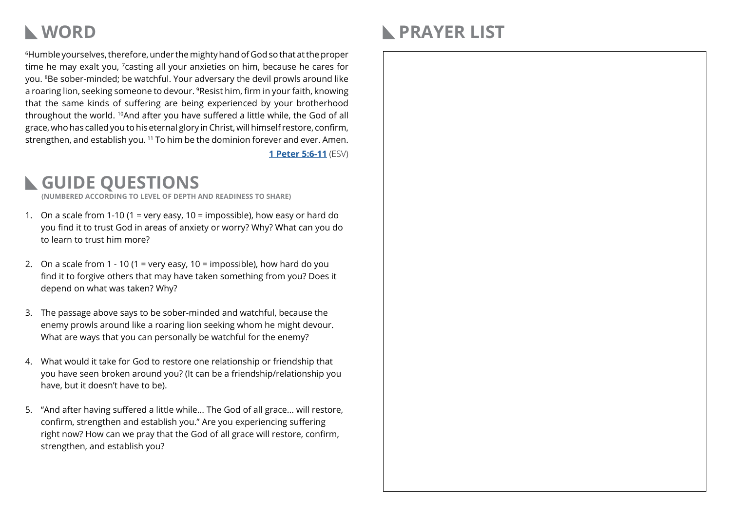## WORD

[6]Humble yourselves, therefore, under the mighty hand of God so that at the proper time he may exalt you, [7]casting all your anxieties on him, because he cares for you. [8]Be sober-minded; be watchful. Your adversary the devil prowls around like a roaring lion, seeking someone to devour. [9]Resist him, firm in your faith, knowing that the same kinds of suffering are being experienced by your brotherhood throughout the world. [10]And after you have suffered a little while, the God of all grace, who has called you to his eternal glory in Christ, will himself restore, confirm, strengthen, and establish you. [11] To him be the dominion forever and ever. Amen.

**1 Peter 5:6-11** (ESV)

## GUIDE QUESTIONS

**(NUMBERED ACCORDING TO LEVEL OF DEPTH AND READINESS TO SHARE)**

1. On a scale from 1-10 (1 = very easy, 10 = impossible), how easy or hard do you find it to trust God in areas of anxiety or worry? Why? What can you do to learn to trust him more?

2. On a scale from 1 - 10 (1 = very easy, 10 = impossible), how hard do you find it to forgive others that may have taken something from you? Does it depend on what was taken? Why?

3. The passage above says to be sober-minded and watchful, because the enemy prowls around like a roaring lion seeking whom he might devour. What are ways that you can personally be watchful for the enemy?

4. What would it take for God to restore one relationship or friendship that you have seen broken around you? (It can be a friendship/relationship you have, but it doesn't have to be).

5. "And after having suffered a little while... The God of all grace... will restore, confirm, strengthen and establish you." Are you experiencing suffering right now? How can we pray that the God of all grace will restore, confirm, strengthen, and establish you?

## PRAYER LIST